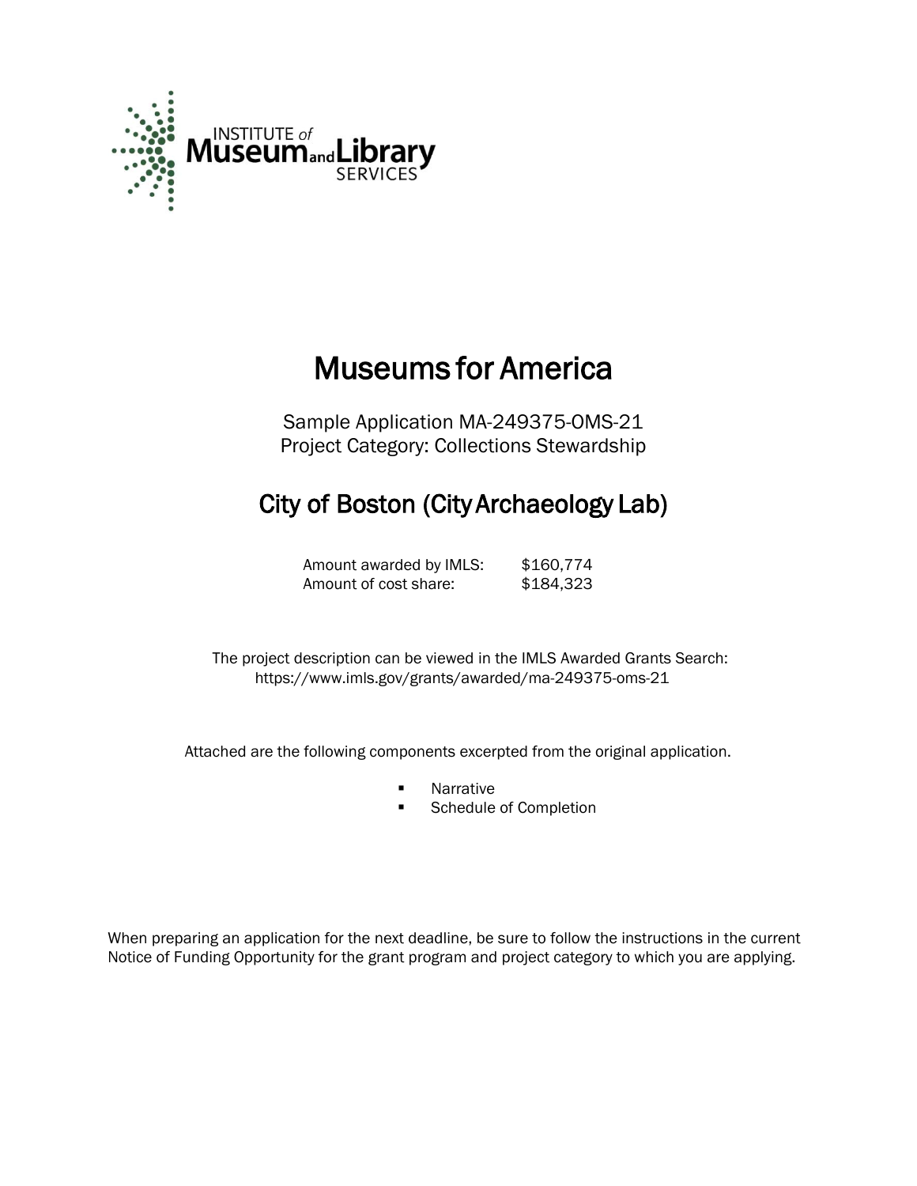INSTITUTE of Museum and Library SERVICES

# Museums for America

Sample Application MA-249375-OMS-21
Project Category: Collections Stewardship

## City of Boston (City Archaeology Lab)

| | |
|---|---|
| Amount awarded by IMLS: | $160,774 |
| Amount of cost share: | $184,323 |

The project description can be viewed in the IMLS Awarded Grants Search:
https://www.imls.gov/grants/awarded/ma-249375-oms-21

Attached are the following components excerpted from the original application.

- Narrative
- Schedule of Completion

When preparing an application for the next deadline, be sure to follow the instructions in the current Notice of Funding Opportunity for the grant program and project category to which you are applying.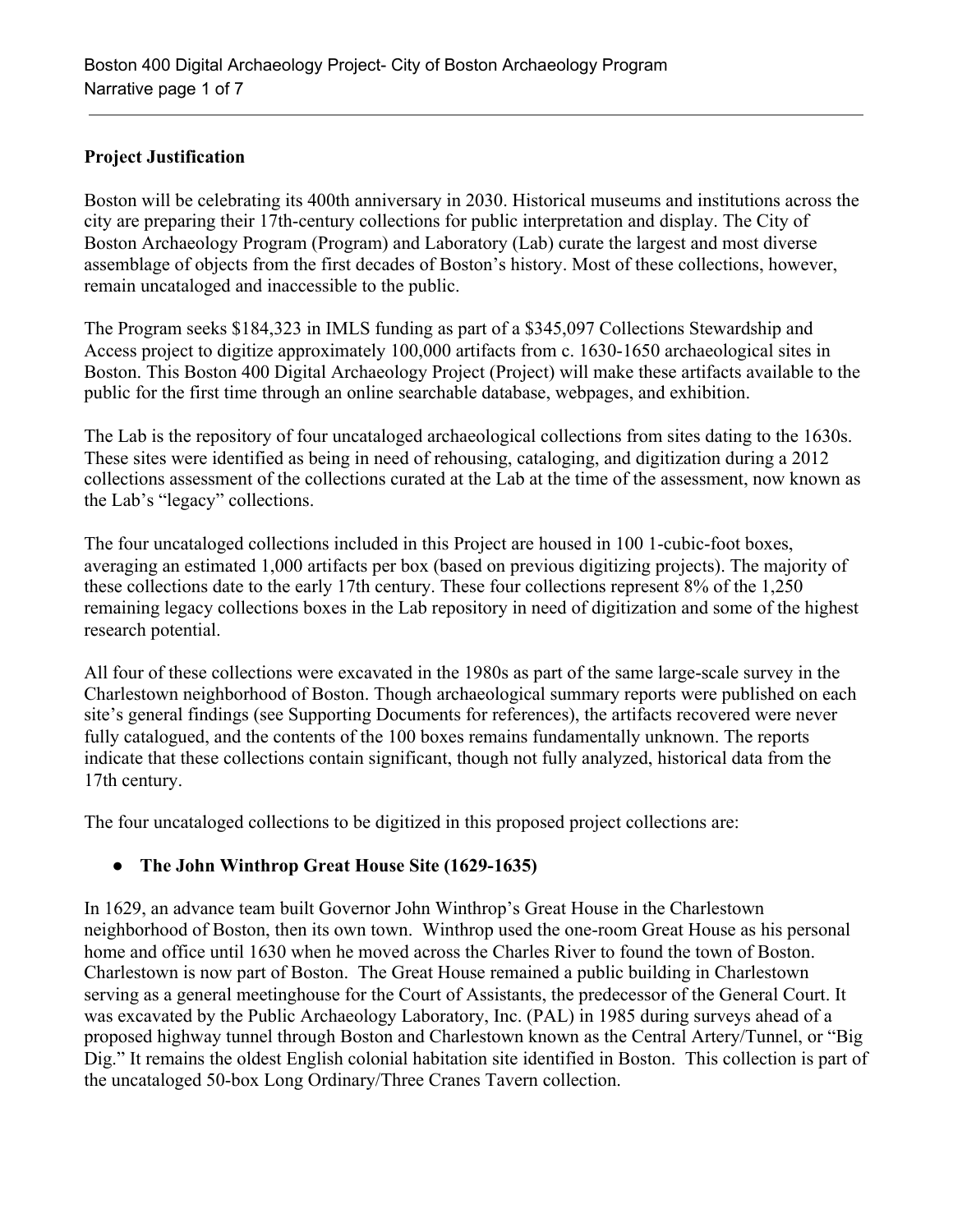## Project Justification

Boston will be celebrating its 400th anniversary in 2030. Historical museums and institutions across the city are preparing their 17th-century collections for public interpretation and display. The City of Boston Archaeology Program (Program) and Laboratory (Lab) curate the largest and most diverse assemblage of objects from the first decades of Boston's history. Most of these collections, however, remain uncataloged and inaccessible to the public.

The Program seeks $184,323 in IMLS funding as part of a $345,097 Collections Stewardship and Access project to digitize approximately 100,000 artifacts from c. 1630-1650 archaeological sites in Boston. This Boston 400 Digital Archaeology Project (Project) will make these artifacts available to the public for the first time through an online searchable database, webpages, and exhibition.

The Lab is the repository of four uncataloged archaeological collections from sites dating to the 1630s. These sites were identified as being in need of rehousing, cataloging, and digitization during a 2012 collections assessment of the collections curated at the Lab at the time of the assessment, now known as the Lab's "legacy" collections.

The four uncataloged collections included in this Project are housed in 100 1-cubic-foot boxes, averaging an estimated 1,000 artifacts per box (based on previous digitizing projects). The majority of these collections date to the early 17th century. These four collections represent 8% of the 1,250 remaining legacy collections boxes in the Lab repository in need of digitization and some of the highest research potential.

All four of these collections were excavated in the 1980s as part of the same large-scale survey in the Charlestown neighborhood of Boston. Though archaeological summary reports were published on each site's general findings (see Supporting Documents for references), the artifacts recovered were never fully catalogued, and the contents of the 100 boxes remains fundamentally unknown. The reports indicate that these collections contain significant, though not fully analyzed, historical data from the 17th century.

The four uncataloged collections to be digitized in this proposed project collections are:

- **The John Winthrop Great House Site (1629-1635)**

In 1629, an advance team built Governor John Winthrop's Great House in the Charlestown neighborhood of Boston, then its own town. Winthrop used the one-room Great House as his personal home and office until 1630 when he moved across the Charles River to found the town of Boston. Charlestown is now part of Boston. The Great House remained a public building in Charlestown serving as a general meetinghouse for the Court of Assistants, the predecessor of the General Court. It was excavated by the Public Archaeology Laboratory, Inc. (PAL) in 1985 during surveys ahead of a proposed highway tunnel through Boston and Charlestown known as the Central Artery/Tunnel, or "Big Dig." It remains the oldest English colonial habitation site identified in Boston. This collection is part of the uncataloged 50-box Long Ordinary/Three Cranes Tavern collection.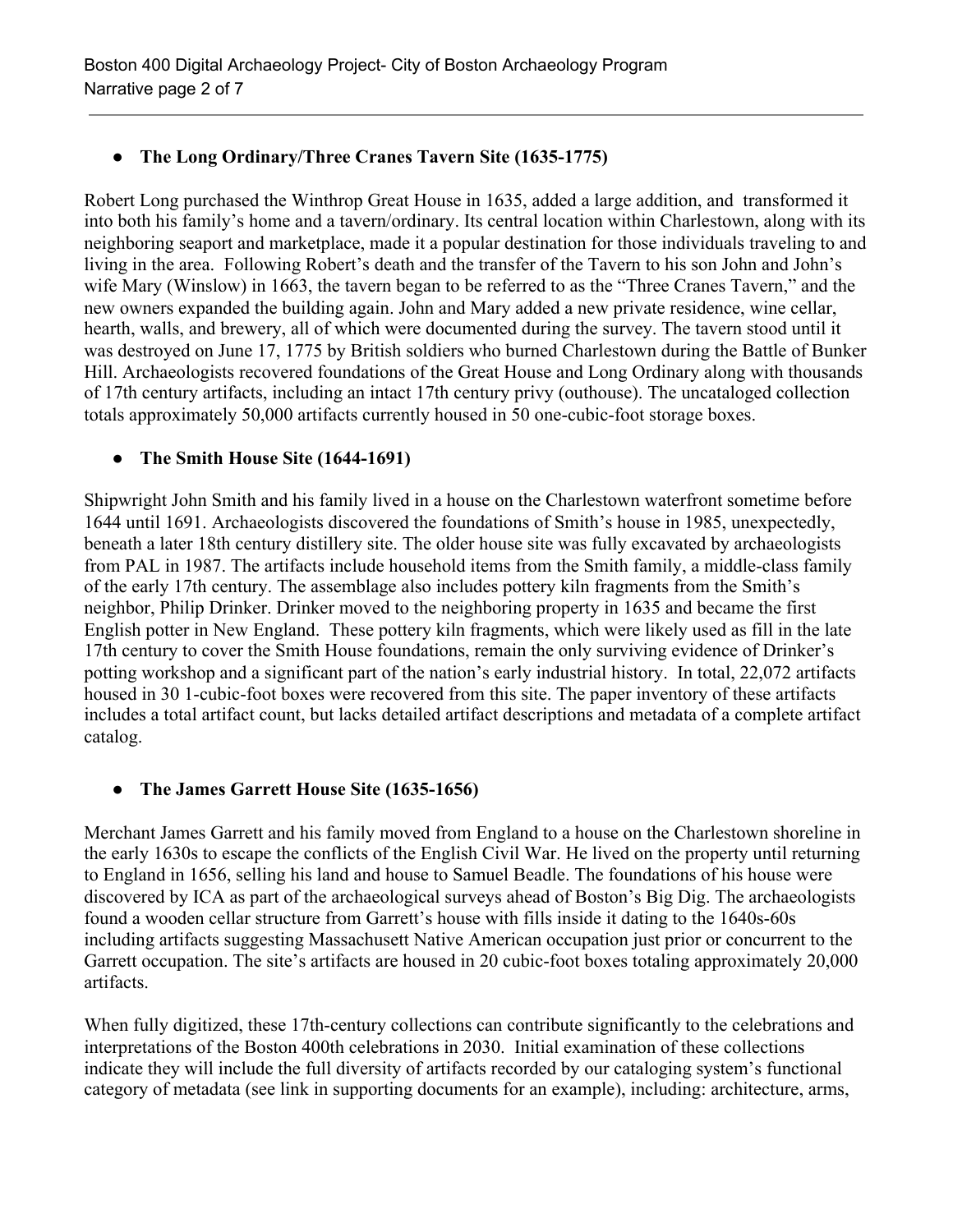- **The Long Ordinary/Three Cranes Tavern Site (1635-1775)**

Robert Long purchased the Winthrop Great House in 1635, added a large addition, and transformed it into both his family's home and a tavern/ordinary. Its central location within Charlestown, along with its neighboring seaport and marketplace, made it a popular destination for those individuals traveling to and living in the area. Following Robert's death and the transfer of the Tavern to his son John and John's wife Mary (Winslow) in 1663, the tavern began to be referred to as the "Three Cranes Tavern," and the new owners expanded the building again. John and Mary added a new private residence, wine cellar, hearth, walls, and brewery, all of which were documented during the survey. The tavern stood until it was destroyed on June 17, 1775 by British soldiers who burned Charlestown during the Battle of Bunker Hill. Archaeologists recovered foundations of the Great House and Long Ordinary along with thousands of 17th century artifacts, including an intact 17th century privy (outhouse). The uncataloged collection totals approximately 50,000 artifacts currently housed in 50 one-cubic-foot storage boxes.

- **The Smith House Site (1644-1691)**

Shipwright John Smith and his family lived in a house on the Charlestown waterfront sometime before 1644 until 1691. Archaeologists discovered the foundations of Smith's house in 1985, unexpectedly, beneath a later 18th century distillery site. The older house site was fully excavated by archaeologists from PAL in 1987. The artifacts include household items from the Smith family, a middle-class family of the early 17th century. The assemblage also includes pottery kiln fragments from the Smith's neighbor, Philip Drinker. Drinker moved to the neighboring property in 1635 and became the first English potter in New England. These pottery kiln fragments, which were likely used as fill in the late 17th century to cover the Smith House foundations, remain the only surviving evidence of Drinker's potting workshop and a significant part of the nation's early industrial history. In total, 22,072 artifacts housed in 30 1-cubic-foot boxes were recovered from this site. The paper inventory of these artifacts includes a total artifact count, but lacks detailed artifact descriptions and metadata of a complete artifact catalog.

- **The James Garrett House Site (1635-1656)**

Merchant James Garrett and his family moved from England to a house on the Charlestown shoreline in the early 1630s to escape the conflicts of the English Civil War. He lived on the property until returning to England in 1656, selling his land and house to Samuel Beadle. The foundations of his house were discovered by ICA as part of the archaeological surveys ahead of Boston's Big Dig. The archaeologists found a wooden cellar structure from Garrett's house with fills inside it dating to the 1640s-60s including artifacts suggesting Massachusett Native American occupation just prior or concurrent to the Garrett occupation. The site's artifacts are housed in 20 cubic-foot boxes totaling approximately 20,000 artifacts.

When fully digitized, these 17th-century collections can contribute significantly to the celebrations and interpretations of the Boston 400th celebrations in 2030. Initial examination of these collections indicate they will include the full diversity of artifacts recorded by our cataloging system's functional category of metadata (see link in supporting documents for an example), including: architecture, arms,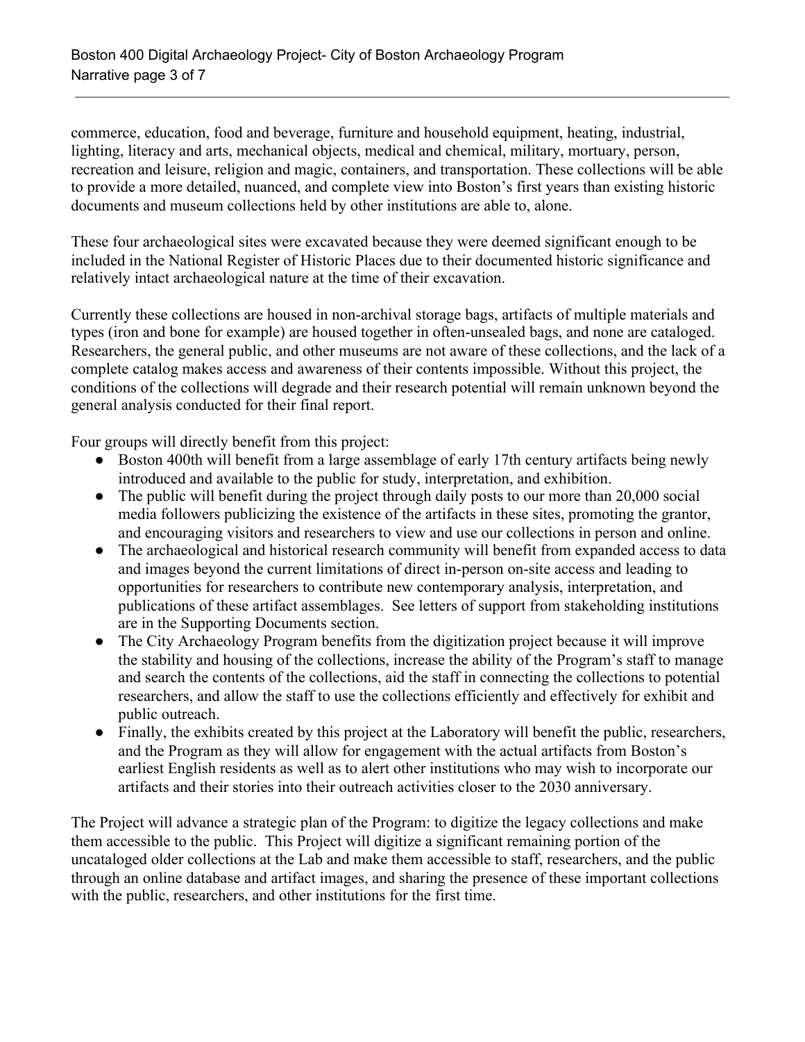commerce, education, food and beverage, furniture and household equipment, heating, industrial, lighting, literacy and arts, mechanical objects, medical and chemical, military, mortuary, person, recreation and leisure, religion and magic, containers, and transportation. These collections will be able to provide a more detailed, nuanced, and complete view into Boston's first years than existing historic documents and museum collections held by other institutions are able to, alone.

These four archaeological sites were excavated because they were deemed significant enough to be included in the National Register of Historic Places due to their documented historic significance and relatively intact archaeological nature at the time of their excavation.

Currently these collections are housed in non-archival storage bags, artifacts of multiple materials and types (iron and bone for example) are housed together in often-unsealed bags, and none are cataloged. Researchers, the general public, and other museums are not aware of these collections, and the lack of a complete catalog makes access and awareness of their contents impossible. Without this project, the conditions of the collections will degrade and their research potential will remain unknown beyond the general analysis conducted for their final report.

Four groups will directly benefit from this project:

- Boston 400th will benefit from a large assemblage of early 17th century artifacts being newly introduced and available to the public for study, interpretation, and exhibition.
- The public will benefit during the project through daily posts to our more than 20,000 social media followers publicizing the existence of the artifacts in these sites, promoting the grantor, and encouraging visitors and researchers to view and use our collections in person and online.
- The archaeological and historical research community will benefit from expanded access to data and images beyond the current limitations of direct in-person on-site access and leading to opportunities for researchers to contribute new contemporary analysis, interpretation, and publications of these artifact assemblages. See letters of support from stakeholding institutions are in the Supporting Documents section.
- The City Archaeology Program benefits from the digitization project because it will improve the stability and housing of the collections, increase the ability of the Program's staff to manage and search the contents of the collections, aid the staff in connecting the collections to potential researchers, and allow the staff to use the collections efficiently and effectively for exhibit and public outreach.
- Finally, the exhibits created by this project at the Laboratory will benefit the public, researchers, and the Program as they will allow for engagement with the actual artifacts from Boston's earliest English residents as well as to alert other institutions who may wish to incorporate our artifacts and their stories into their outreach activities closer to the 2030 anniversary.

The Project will advance a strategic plan of the Program: to digitize the legacy collections and make them accessible to the public. This Project will digitize a significant remaining portion of the uncataloged older collections at the Lab and make them accessible to staff, researchers, and the public through an online database and artifact images, and sharing the presence of these important collections with the public, researchers, and other institutions for the first time.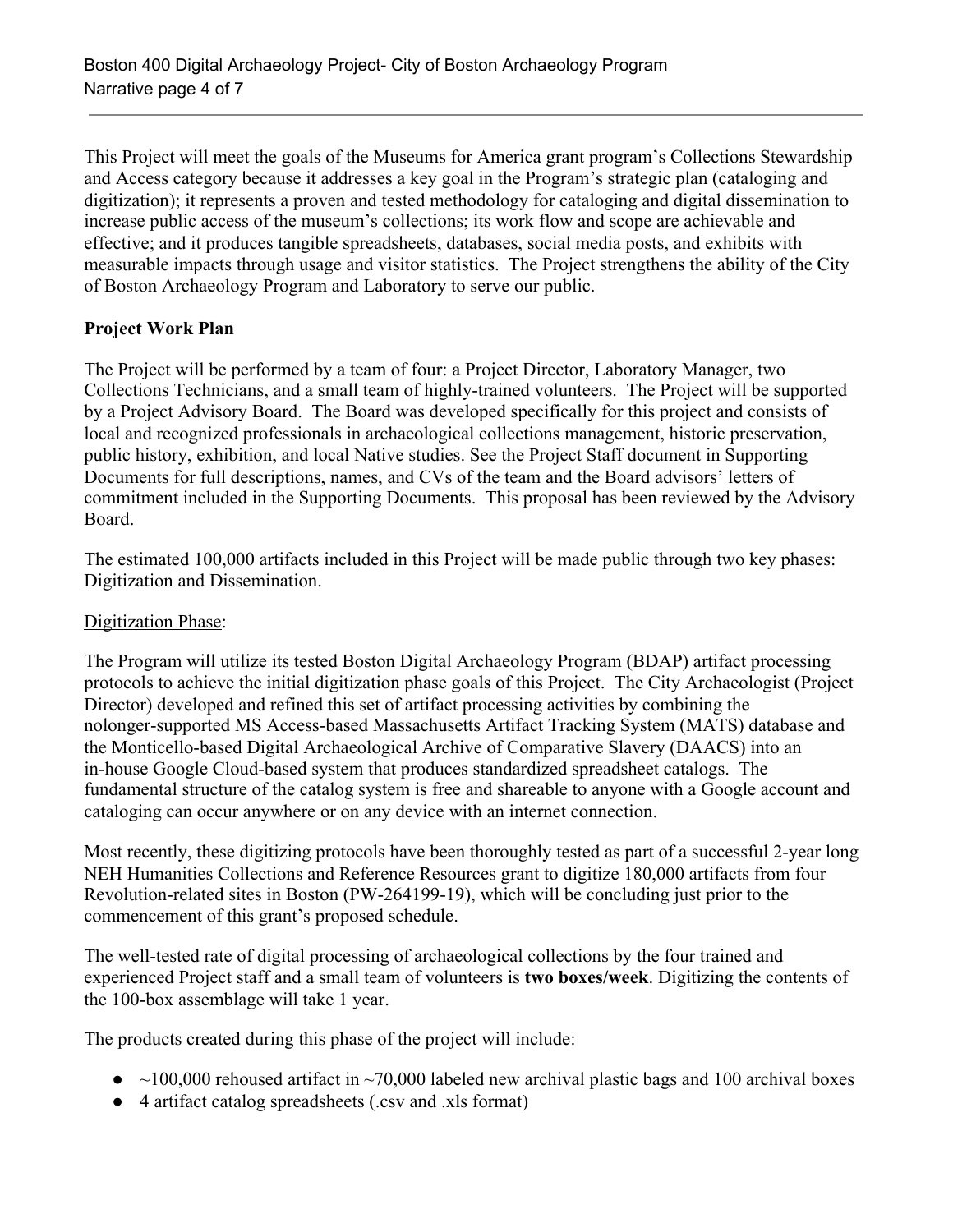This Project will meet the goals of the Museums for America grant program's Collections Stewardship and Access category because it addresses a key goal in the Program's strategic plan (cataloging and digitization); it represents a proven and tested methodology for cataloging and digital dissemination to increase public access of the museum's collections; its work flow and scope are achievable and effective; and it produces tangible spreadsheets, databases, social media posts, and exhibits with measurable impacts through usage and visitor statistics. The Project strengthens the ability of the City of Boston Archaeology Program and Laboratory to serve our public.

**Project Work Plan**

The Project will be performed by a team of four: a Project Director, Laboratory Manager, two Collections Technicians, and a small team of highly-trained volunteers. The Project will be supported by a Project Advisory Board. The Board was developed specifically for this project and consists of local and recognized professionals in archaeological collections management, historic preservation, public history, exhibition, and local Native studies. See the Project Staff document in Supporting Documents for full descriptions, names, and CVs of the team and the Board advisors' letters of commitment included in the Supporting Documents. This proposal has been reviewed by the Advisory Board.

The estimated 100,000 artifacts included in this Project will be made public through two key phases: Digitization and Dissemination.

<u>Digitization Phase</u>:

The Program will utilize its tested Boston Digital Archaeology Program (BDAP) artifact processing protocols to achieve the initial digitization phase goals of this Project. The City Archaeologist (Project Director) developed and refined this set of artifact processing activities by combining the nolonger-supported MS Access-based Massachusetts Artifact Tracking System (MATS) database and the Monticello-based Digital Archaeological Archive of Comparative Slavery (DAACS) into an in-house Google Cloud-based system that produces standardized spreadsheet catalogs. The fundamental structure of the catalog system is free and shareable to anyone with a Google account and cataloging can occur anywhere or on any device with an internet connection.

Most recently, these digitizing protocols have been thoroughly tested as part of a successful 2-year long NEH Humanities Collections and Reference Resources grant to digitize 180,000 artifacts from four Revolution-related sites in Boston (PW-264199-19), which will be concluding just prior to the commencement of this grant's proposed schedule.

The well-tested rate of digital processing of archaeological collections by the four trained and experienced Project staff and a small team of volunteers is **two boxes/week**. Digitizing the contents of the 100-box assemblage will take 1 year.

The products created during this phase of the project will include:

- ~100,000 rehoused artifact in ~70,000 labeled new archival plastic bags and 100 archival boxes
- 4 artifact catalog spreadsheets (.csv and .xls format)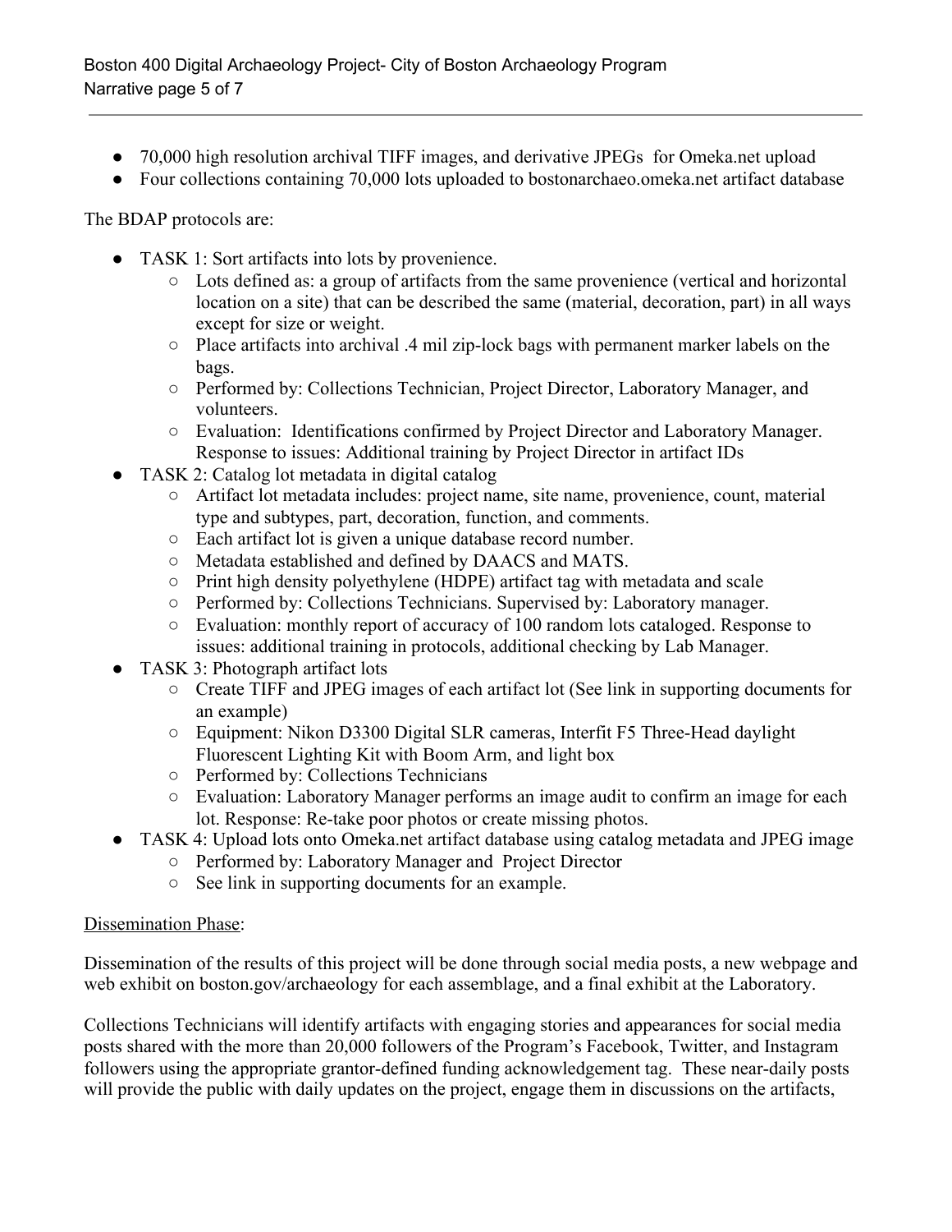- 70,000 high resolution archival TIFF images, and derivative JPEGs for Omeka.net upload
- Four collections containing 70,000 lots uploaded to bostonarchaeo.omeka.net artifact database

The BDAP protocols are:

- TASK 1: Sort artifacts into lots by provenience.
  - Lots defined as: a group of artifacts from the same provenience (vertical and horizontal location on a site) that can be described the same (material, decoration, part) in all ways except for size or weight.
  - Place artifacts into archival .4 mil zip-lock bags with permanent marker labels on the bags.
  - Performed by: Collections Technician, Project Director, Laboratory Manager, and volunteers.
  - Evaluation: Identifications confirmed by Project Director and Laboratory Manager. Response to issues: Additional training by Project Director in artifact IDs
- TASK 2: Catalog lot metadata in digital catalog
  - Artifact lot metadata includes: project name, site name, provenience, count, material type and subtypes, part, decoration, function, and comments.
  - Each artifact lot is given a unique database record number.
  - Metadata established and defined by DAACS and MATS.
  - Print high density polyethylene (HDPE) artifact tag with metadata and scale
  - Performed by: Collections Technicians. Supervised by: Laboratory manager.
  - Evaluation: monthly report of accuracy of 100 random lots cataloged. Response to issues: additional training in protocols, additional checking by Lab Manager.
- TASK 3: Photograph artifact lots
  - Create TIFF and JPEG images of each artifact lot (See link in supporting documents for an example)
  - Equipment: Nikon D3300 Digital SLR cameras, Interfit F5 Three-Head daylight Fluorescent Lighting Kit with Boom Arm, and light box
  - Performed by: Collections Technicians
  - Evaluation: Laboratory Manager performs an image audit to confirm an image for each lot. Response: Re-take poor photos or create missing photos.
- TASK 4: Upload lots onto Omeka.net artifact database using catalog metadata and JPEG image
  - Performed by: Laboratory Manager and Project Director
  - See link in supporting documents for an example.

<u>Dissemination Phase</u>:

Dissemination of the results of this project will be done through social media posts, a new webpage and web exhibit on boston.gov/archaeology for each assemblage, and a final exhibit at the Laboratory.

Collections Technicians will identify artifacts with engaging stories and appearances for social media posts shared with the more than 20,000 followers of the Program's Facebook, Twitter, and Instagram followers using the appropriate grantor-defined funding acknowledgement tag. These near-daily posts will provide the public with daily updates on the project, engage them in discussions on the artifacts,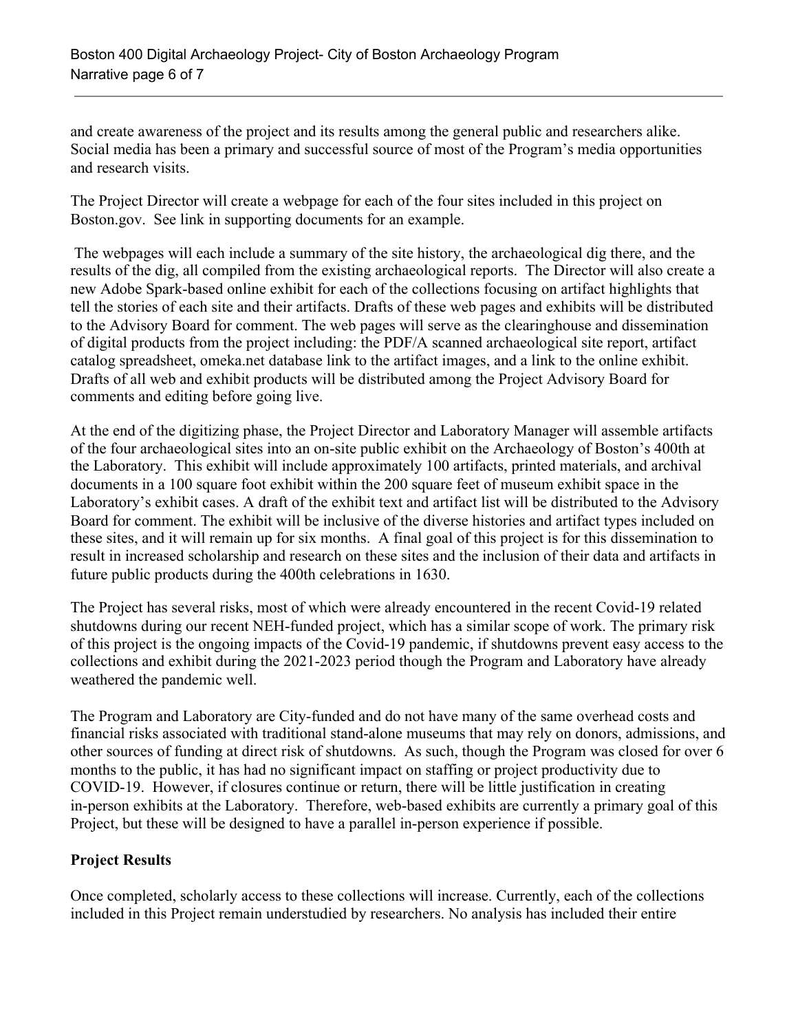and create awareness of the project and its results among the general public and researchers alike. Social media has been a primary and successful source of most of the Program's media opportunities and research visits.

The Project Director will create a webpage for each of the four sites included in this project on Boston.gov. See link in supporting documents for an example.

The webpages will each include a summary of the site history, the archaeological dig there, and the results of the dig, all compiled from the existing archaeological reports. The Director will also create a new Adobe Spark-based online exhibit for each of the collections focusing on artifact highlights that tell the stories of each site and their artifacts. Drafts of these web pages and exhibits will be distributed to the Advisory Board for comment. The web pages will serve as the clearinghouse and dissemination of digital products from the project including: the PDF/A scanned archaeological site report, artifact catalog spreadsheet, omeka.net database link to the artifact images, and a link to the online exhibit. Drafts of all web and exhibit products will be distributed among the Project Advisory Board for comments and editing before going live.

At the end of the digitizing phase, the Project Director and Laboratory Manager will assemble artifacts of the four archaeological sites into an on-site public exhibit on the Archaeology of Boston's 400th at the Laboratory. This exhibit will include approximately 100 artifacts, printed materials, and archival documents in a 100 square foot exhibit within the 200 square feet of museum exhibit space in the Laboratory's exhibit cases. A draft of the exhibit text and artifact list will be distributed to the Advisory Board for comment. The exhibit will be inclusive of the diverse histories and artifact types included on these sites, and it will remain up for six months. A final goal of this project is for this dissemination to result in increased scholarship and research on these sites and the inclusion of their data and artifacts in future public products during the 400th celebrations in 1630.

The Project has several risks, most of which were already encountered in the recent Covid-19 related shutdowns during our recent NEH-funded project, which has a similar scope of work. The primary risk of this project is the ongoing impacts of the Covid-19 pandemic, if shutdowns prevent easy access to the collections and exhibit during the 2021-2023 period though the Program and Laboratory have already weathered the pandemic well.

The Program and Laboratory are City-funded and do not have many of the same overhead costs and financial risks associated with traditional stand-alone museums that may rely on donors, admissions, and other sources of funding at direct risk of shutdowns. As such, though the Program was closed for over 6 months to the public, it has had no significant impact on staffing or project productivity due to COVID-19. However, if closures continue or return, there will be little justification in creating in-person exhibits at the Laboratory. Therefore, web-based exhibits are currently a primary goal of this Project, but these will be designed to have a parallel in-person experience if possible.

**Project Results**

Once completed, scholarly access to these collections will increase. Currently, each of the collections included in this Project remain understudied by researchers. No analysis has included their entire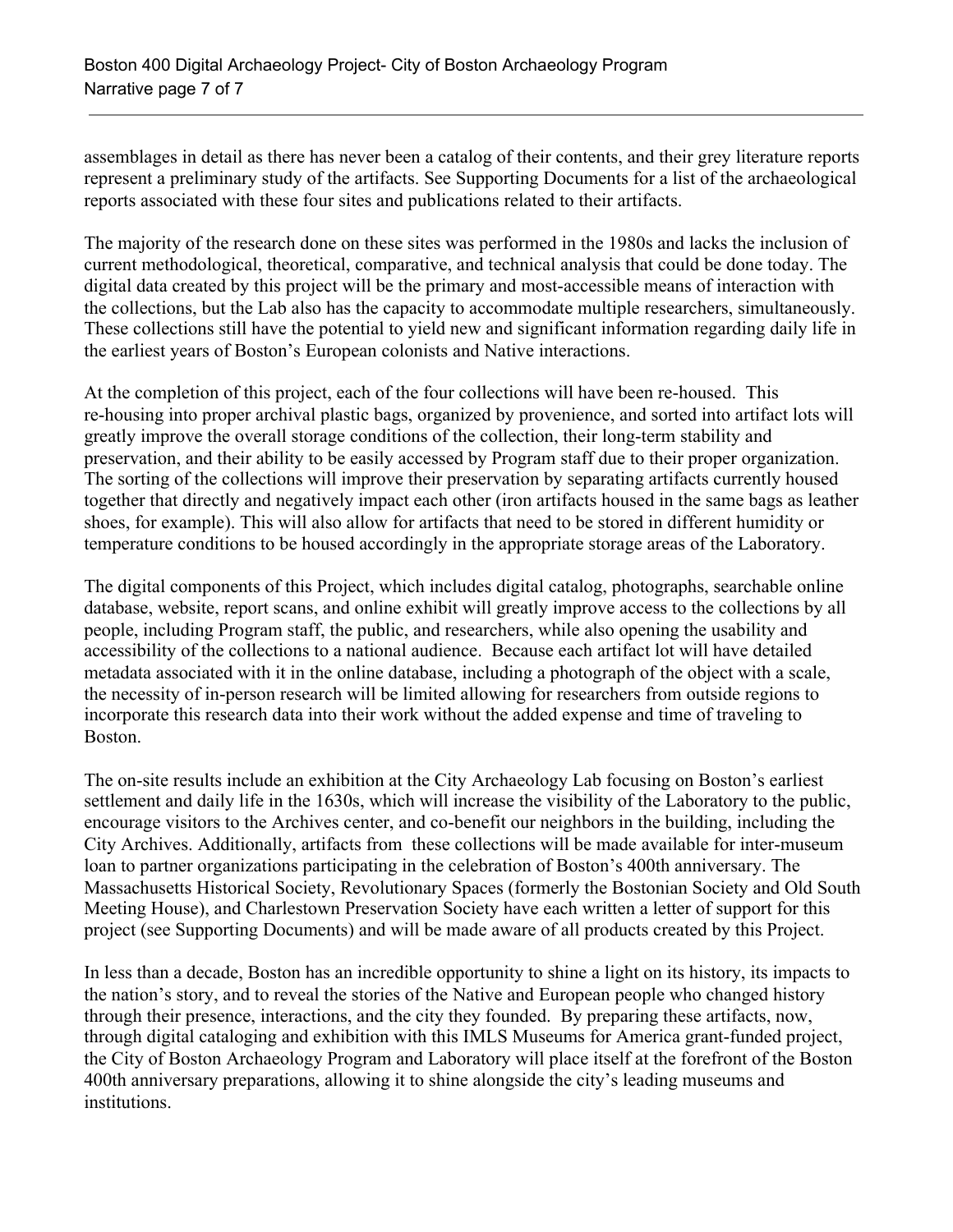assemblages in detail as there has never been a catalog of their contents, and their grey literature reports represent a preliminary study of the artifacts. See Supporting Documents for a list of the archaeological reports associated with these four sites and publications related to their artifacts.

The majority of the research done on these sites was performed in the 1980s and lacks the inclusion of current methodological, theoretical, comparative, and technical analysis that could be done today. The digital data created by this project will be the primary and most-accessible means of interaction with the collections, but the Lab also has the capacity to accommodate multiple researchers, simultaneously. These collections still have the potential to yield new and significant information regarding daily life in the earliest years of Boston's European colonists and Native interactions.

At the completion of this project, each of the four collections will have been re-housed. This re-housing into proper archival plastic bags, organized by provenience, and sorted into artifact lots will greatly improve the overall storage conditions of the collection, their long-term stability and preservation, and their ability to be easily accessed by Program staff due to their proper organization. The sorting of the collections will improve their preservation by separating artifacts currently housed together that directly and negatively impact each other (iron artifacts housed in the same bags as leather shoes, for example). This will also allow for artifacts that need to be stored in different humidity or temperature conditions to be housed accordingly in the appropriate storage areas of the Laboratory.

The digital components of this Project, which includes digital catalog, photographs, searchable online database, website, report scans, and online exhibit will greatly improve access to the collections by all people, including Program staff, the public, and researchers, while also opening the usability and accessibility of the collections to a national audience. Because each artifact lot will have detailed metadata associated with it in the online database, including a photograph of the object with a scale, the necessity of in-person research will be limited allowing for researchers from outside regions to incorporate this research data into their work without the added expense and time of traveling to Boston.

The on-site results include an exhibition at the City Archaeology Lab focusing on Boston's earliest settlement and daily life in the 1630s, which will increase the visibility of the Laboratory to the public, encourage visitors to the Archives center, and co-benefit our neighbors in the building, including the City Archives. Additionally, artifacts from these collections will be made available for inter-museum loan to partner organizations participating in the celebration of Boston's 400th anniversary. The Massachusetts Historical Society, Revolutionary Spaces (formerly the Bostonian Society and Old South Meeting House), and Charlestown Preservation Society have each written a letter of support for this project (see Supporting Documents) and will be made aware of all products created by this Project.

In less than a decade, Boston has an incredible opportunity to shine a light on its history, its impacts to the nation's story, and to reveal the stories of the Native and European people who changed history through their presence, interactions, and the city they founded. By preparing these artifacts, now, through digital cataloging and exhibition with this IMLS Museums for America grant-funded project, the City of Boston Archaeology Program and Laboratory will place itself at the forefront of the Boston 400th anniversary preparations, allowing it to shine alongside the city's leading museums and institutions.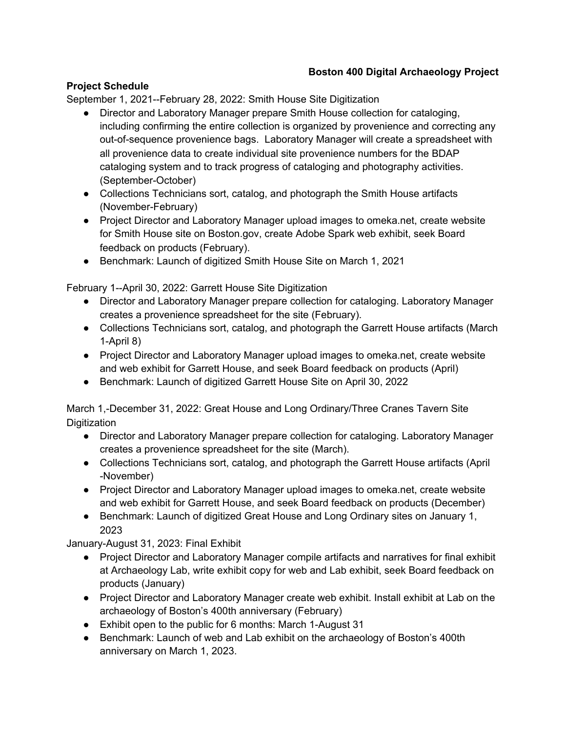**Boston 400 Digital Archaeology Project**

**Project Schedule**

September 1, 2021--February 28, 2022: Smith House Site Digitization

- Director and Laboratory Manager prepare Smith House collection for cataloging, including confirming the entire collection is organized by provenience and correcting any out-of-sequence provenience bags. Laboratory Manager will create a spreadsheet with all provenience data to create individual site provenience numbers for the BDAP cataloging system and to track progress of cataloging and photography activities. (September-October)
- Collections Technicians sort, catalog, and photograph the Smith House artifacts (November-February)
- Project Director and Laboratory Manager upload images to omeka.net, create website for Smith House site on Boston.gov, create Adobe Spark web exhibit, seek Board feedback on products (February).
- Benchmark: Launch of digitized Smith House Site on March 1, 2021

February 1--April 30, 2022: Garrett House Site Digitization

- Director and Laboratory Manager prepare collection for cataloging. Laboratory Manager creates a provenience spreadsheet for the site (February).
- Collections Technicians sort, catalog, and photograph the Garrett House artifacts (March 1-April 8)
- Project Director and Laboratory Manager upload images to omeka.net, create website and web exhibit for Garrett House, and seek Board feedback on products (April)
- Benchmark: Launch of digitized Garrett House Site on April 30, 2022

March 1,-December 31, 2022: Great House and Long Ordinary/Three Cranes Tavern Site Digitization

- Director and Laboratory Manager prepare collection for cataloging. Laboratory Manager creates a provenience spreadsheet for the site (March).
- Collections Technicians sort, catalog, and photograph the Garrett House artifacts (April -November)
- Project Director and Laboratory Manager upload images to omeka.net, create website and web exhibit for Garrett House, and seek Board feedback on products (December)
- Benchmark: Launch of digitized Great House and Long Ordinary sites on January 1, 2023

January-August 31, 2023: Final Exhibit

- Project Director and Laboratory Manager compile artifacts and narratives for final exhibit at Archaeology Lab, write exhibit copy for web and Lab exhibit, seek Board feedback on products (January)
- Project Director and Laboratory Manager create web exhibit. Install exhibit at Lab on the archaeology of Boston's 400th anniversary (February)
- Exhibit open to the public for 6 months: March 1-August 31
- Benchmark: Launch of web and Lab exhibit on the archaeology of Boston's 400th anniversary on March 1, 2023.